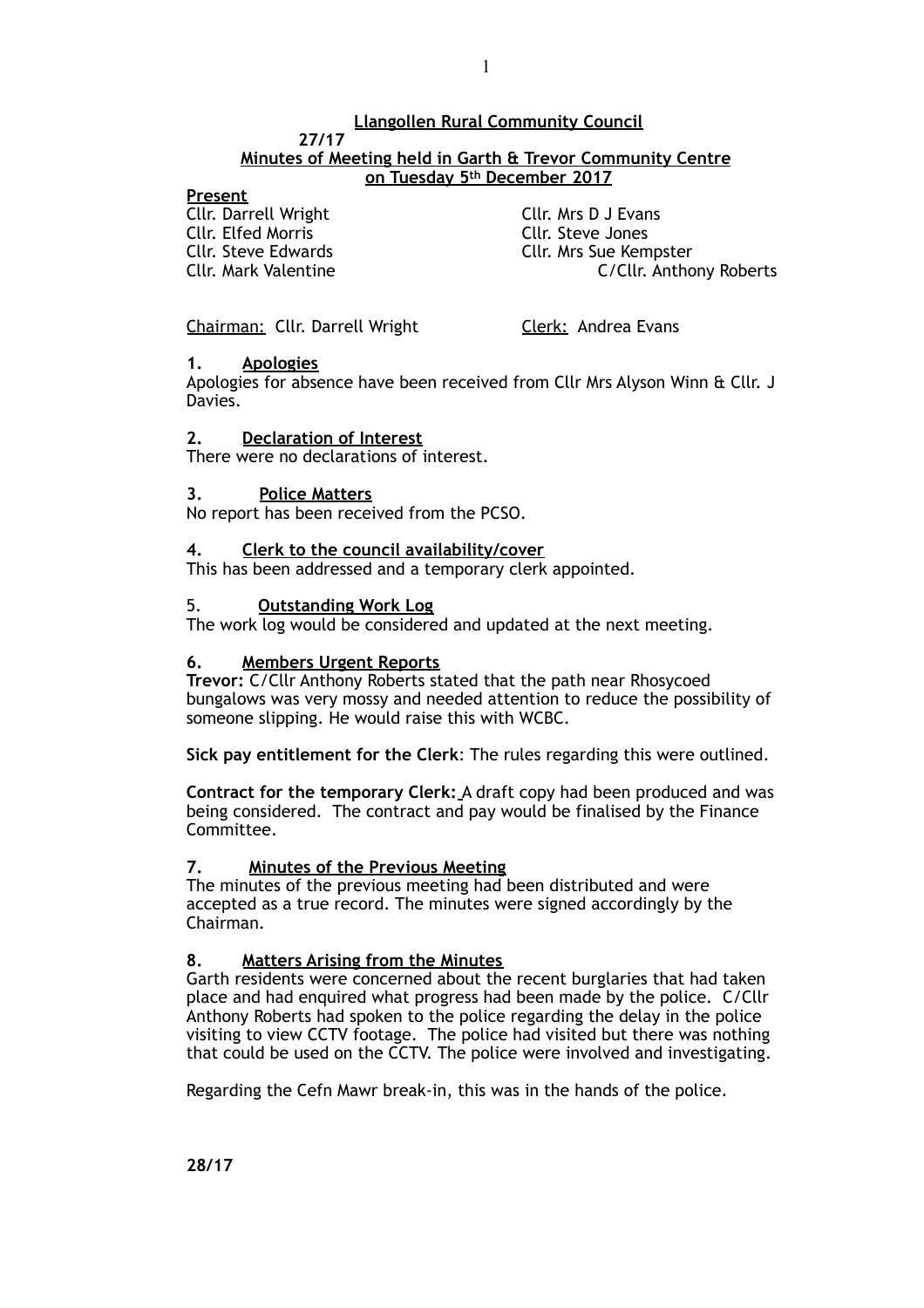# Llangollen Rural Community Council

**27/17**

## Minutes of Meeting held in Garth & Trevor Community Centre on Tuesday 5th December 2017

**Present**

Cllr. Darrell Wright
Cllr. Mrs D J Evans
Cllr. Elfed Morris
Cllr. Steve Jones
Cllr. Steve Edwards
Cllr. Mrs Sue Kempster
Cllr. Mark Valentine
C/Cllr. Anthony Roberts

Chairman: Cllr. Darrell Wright    Clerk: Andrea Evans

### 1. Apologies

Apologies for absence have been received from Cllr Mrs Alyson Winn & Cllr. J Davies.

### 2. Declaration of Interest

There were no declarations of interest.

### 3. Police Matters

No report has been received from the PCSO.

### 4. Clerk to the council availability/cover

This has been addressed and a temporary clerk appointed.

### 5. Outstanding Work Log

The work log would be considered and updated at the next meeting.

### 6. Members Urgent Reports

**Trevor:** C/Cllr Anthony Roberts stated that the path near Rhosycoed bungalows was very mossy and needed attention to reduce the possibility of someone slipping. He would raise this with WCBC.

**Sick pay entitlement for the Clerk**: The rules regarding this were outlined.

**Contract for the temporary Clerk:** A draft copy had been produced and was being considered. The contract and pay would be finalised by the Finance Committee.

### 7. Minutes of the Previous Meeting

The minutes of the previous meeting had been distributed and were accepted as a true record. The minutes were signed accordingly by the Chairman.

### 8. Matters Arising from the Minutes

Garth residents were concerned about the recent burglaries that had taken place and had enquired what progress had been made by the police. C/Cllr Anthony Roberts had spoken to the police regarding the delay in the police visiting to view CCTV footage. The police had visited but there was nothing that could be used on the CCTV. The police were involved and investigating.

Regarding the Cefn Mawr break-in, this was in the hands of the police.

**28/17**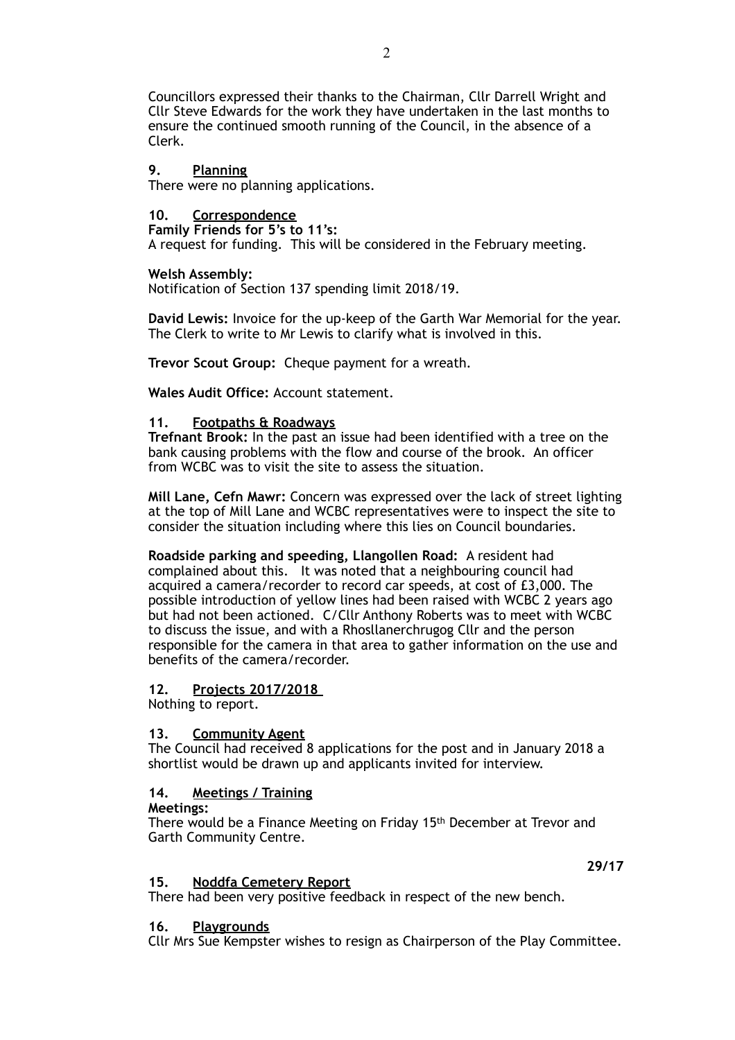Councillors expressed their thanks to the Chairman, Cllr Darrell Wright and Cllr Steve Edwards for the work they have undertaken in the last months to ensure the continued smooth running of the Council, in the absence of a Clerk.

## 9. Planning

There were no planning applications.

## 10. Correspondence

**Family Friends for 5's to 11's:**
A request for funding. This will be considered in the February meeting.

**Welsh Assembly:**
Notification of Section 137 spending limit 2018/19.

**David Lewis:** Invoice for the up-keep of the Garth War Memorial for the year. The Clerk to write to Mr Lewis to clarify what is involved in this.

**Trevor Scout Group:** Cheque payment for a wreath.

**Wales Audit Office:** Account statement.

## 11. Footpaths & Roadways

**Trefnant Brook:** In the past an issue had been identified with a tree on the bank causing problems with the flow and course of the brook. An officer from WCBC was to visit the site to assess the situation.

**Mill Lane, Cefn Mawr:** Concern was expressed over the lack of street lighting at the top of Mill Lane and WCBC representatives were to inspect the site to consider the situation including where this lies on Council boundaries.

**Roadside parking and speeding, Llangollen Road:** A resident had complained about this. It was noted that a neighbouring council had acquired a camera/recorder to record car speeds, at cost of £3,000. The possible introduction of yellow lines had been raised with WCBC 2 years ago but had not been actioned. C/Cllr Anthony Roberts was to meet with WCBC to discuss the issue, and with a Rhosllanerchrugog Cllr and the person responsible for the camera in that area to gather information on the use and benefits of the camera/recorder.

## 12. Projects 2017/2018

Nothing to report.

## 13. Community Agent

The Council had received 8 applications for the post and in January 2018 a shortlist would be drawn up and applicants invited for interview.

## 14. Meetings / Training

**Meetings:**
There would be a Finance Meeting on Friday 15th December at Trevor and Garth Community Centre.

**29/17**

## 15. Noddfa Cemetery Report

There had been very positive feedback in respect of the new bench.

## 16. Playgrounds

Cllr Mrs Sue Kempster wishes to resign as Chairperson of the Play Committee.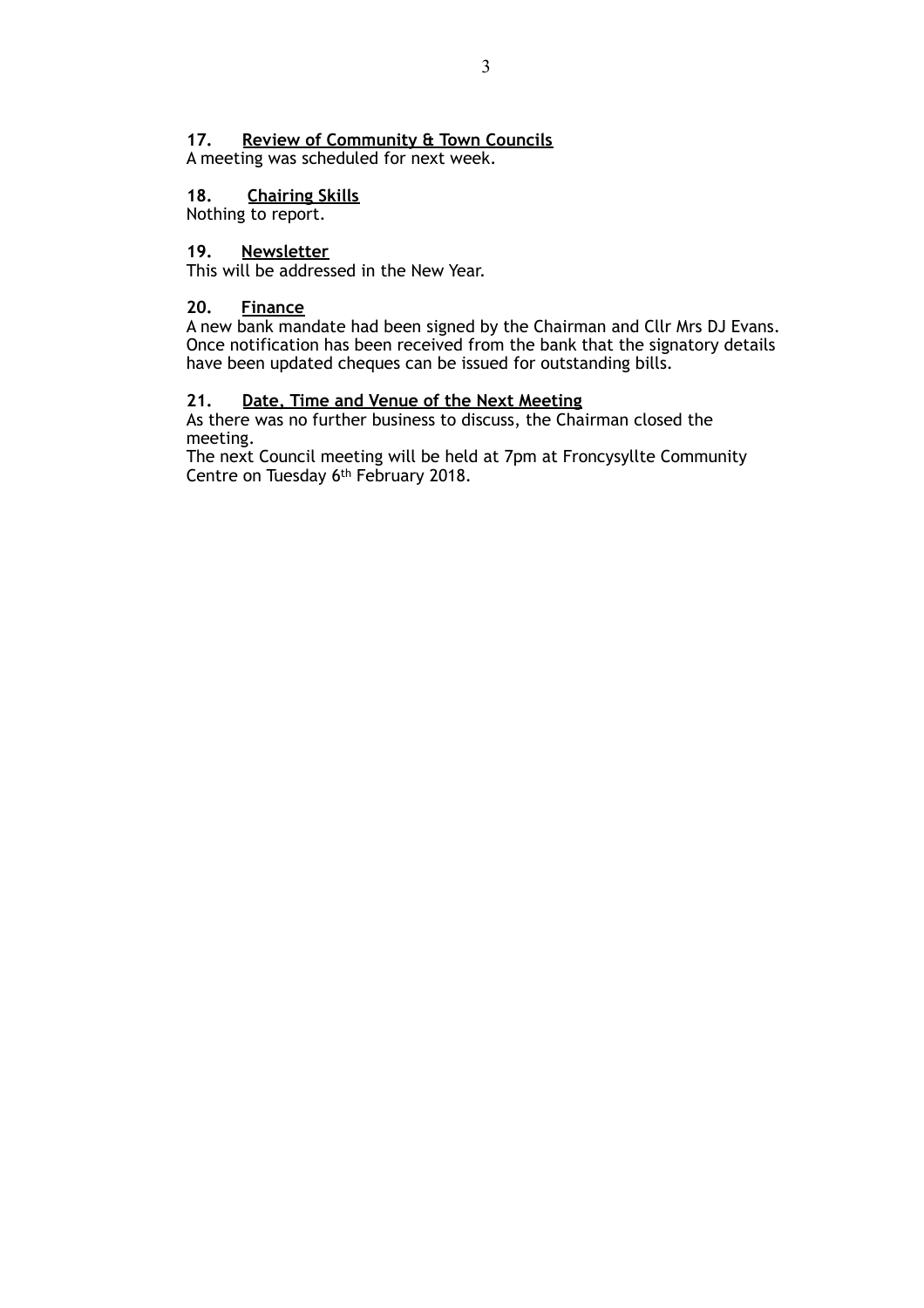**17. Review of Community & Town Councils**

A meeting was scheduled for next week.

**18. Chairing Skills**

Nothing to report.

**19. Newsletter**

This will be addressed in the New Year.

**20. Finance**

A new bank mandate had been signed by the Chairman and Cllr Mrs DJ Evans. Once notification has been received from the bank that the signatory details have been updated cheques can be issued for outstanding bills.

**21. Date, Time and Venue of the Next Meeting**

As there was no further business to discuss, the Chairman closed the meeting.

The next Council meeting will be held at 7pm at Froncysyllte Community Centre on Tuesday 6th February 2018.